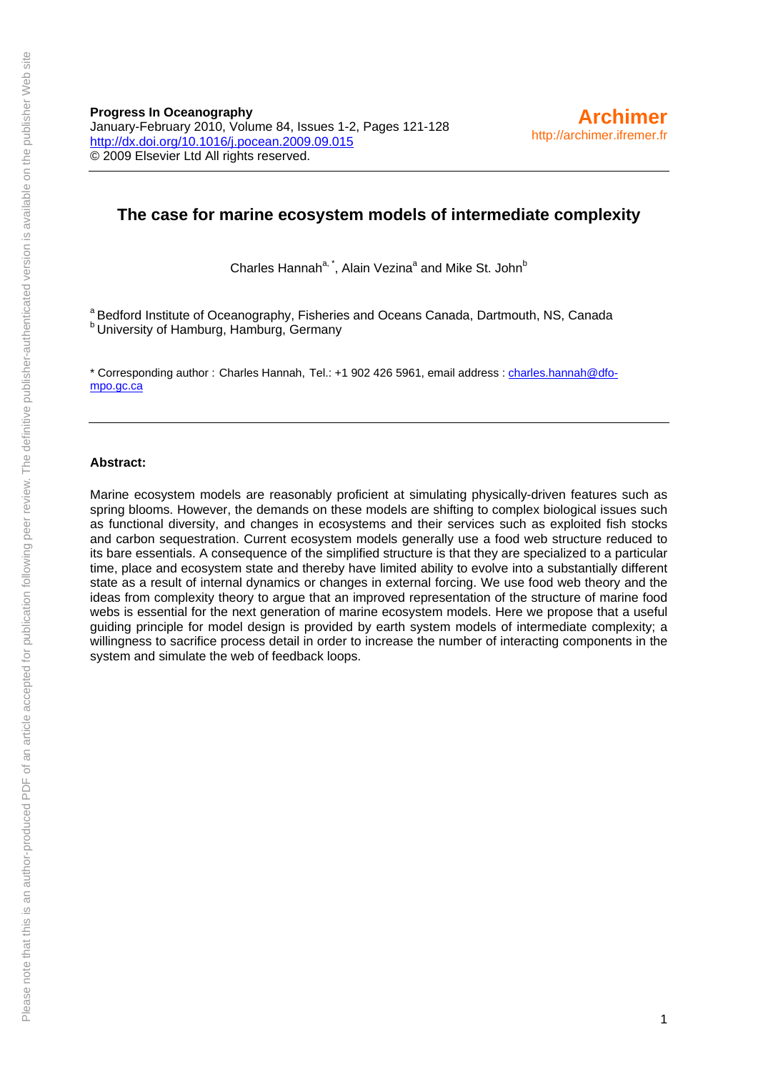Progress In Oceanography
January-February 2010, Volume 84, Issues 1-2, Pages 121-128
http://dx.doi.org/10.1016/j.pocean.2009.09.015
© 2009 Elsevier Ltd All rights reserved.

Archimer
http://archimer.ifremer.fr

# The case for marine ecosystem models of intermediate complexity

Charles Hannah[a, *], Alain Vezina[a] and Mike St. John[b]

[a] Bedford Institute of Oceanography, Fisheries and Oceans Canada, Dartmouth, NS, Canada
[b] University of Hamburg, Hamburg, Germany

* Corresponding author : Charles Hannah, Tel.: +1 902 426 5961, email address : charles.hannah@dfo-mpo.gc.ca

**Abstract:**

Marine ecosystem models are reasonably proficient at simulating physically-driven features such as spring blooms. However, the demands on these models are shifting to complex biological issues such as functional diversity, and changes in ecosystems and their services such as exploited fish stocks and carbon sequestration. Current ecosystem models generally use a food web structure reduced to its bare essentials. A consequence of the simplified structure is that they are specialized to a particular time, place and ecosystem state and thereby have limited ability to evolve into a substantially different state as a result of internal dynamics or changes in external forcing. We use food web theory and the ideas from complexity theory to argue that an improved representation of the structure of marine food webs is essential for the next generation of marine ecosystem models. Here we propose that a useful guiding principle for model design is provided by earth system models of intermediate complexity; a willingness to sacrifice process detail in order to increase the number of interacting components in the system and simulate the web of feedback loops.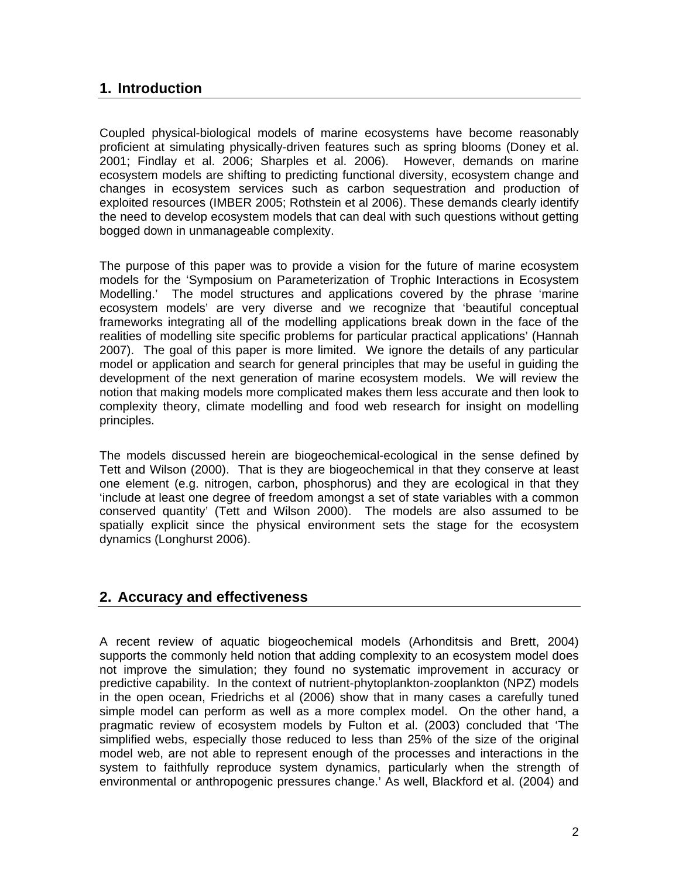## 1. Introduction

Coupled physical-biological models of marine ecosystems have become reasonably proficient at simulating physically-driven features such as spring blooms (Doney et al. 2001; Findlay et al. 2006; Sharples et al. 2006). However, demands on marine ecosystem models are shifting to predicting functional diversity, ecosystem change and changes in ecosystem services such as carbon sequestration and production of exploited resources (IMBER 2005; Rothstein et al 2006). These demands clearly identify the need to develop ecosystem models that can deal with such questions without getting bogged down in unmanageable complexity.

The purpose of this paper was to provide a vision for the future of marine ecosystem models for the 'Symposium on Parameterization of Trophic Interactions in Ecosystem Modelling.' The model structures and applications covered by the phrase 'marine ecosystem models' are very diverse and we recognize that 'beautiful conceptual frameworks integrating all of the modelling applications break down in the face of the realities of modelling site specific problems for particular practical applications' (Hannah 2007). The goal of this paper is more limited. We ignore the details of any particular model or application and search for general principles that may be useful in guiding the development of the next generation of marine ecosystem models. We will review the notion that making models more complicated makes them less accurate and then look to complexity theory, climate modelling and food web research for insight on modelling principles.

The models discussed herein are biogeochemical-ecological in the sense defined by Tett and Wilson (2000). That is they are biogeochemical in that they conserve at least one element (e.g. nitrogen, carbon, phosphorus) and they are ecological in that they 'include at least one degree of freedom amongst a set of state variables with a common conserved quantity' (Tett and Wilson 2000). The models are also assumed to be spatially explicit since the physical environment sets the stage for the ecosystem dynamics (Longhurst 2006).

## 2. Accuracy and effectiveness

A recent review of aquatic biogeochemical models (Arhonditsis and Brett, 2004) supports the commonly held notion that adding complexity to an ecosystem model does not improve the simulation; they found no systematic improvement in accuracy or predictive capability. In the context of nutrient-phytoplankton-zooplankton (NPZ) models in the open ocean, Friedrichs et al (2006) show that in many cases a carefully tuned simple model can perform as well as a more complex model. On the other hand, a pragmatic review of ecosystem models by Fulton et al. (2003) concluded that 'The simplified webs, especially those reduced to less than 25% of the size of the original model web, are not able to represent enough of the processes and interactions in the system to faithfully reproduce system dynamics, particularly when the strength of environmental or anthropogenic pressures change.' As well, Blackford et al. (2004) and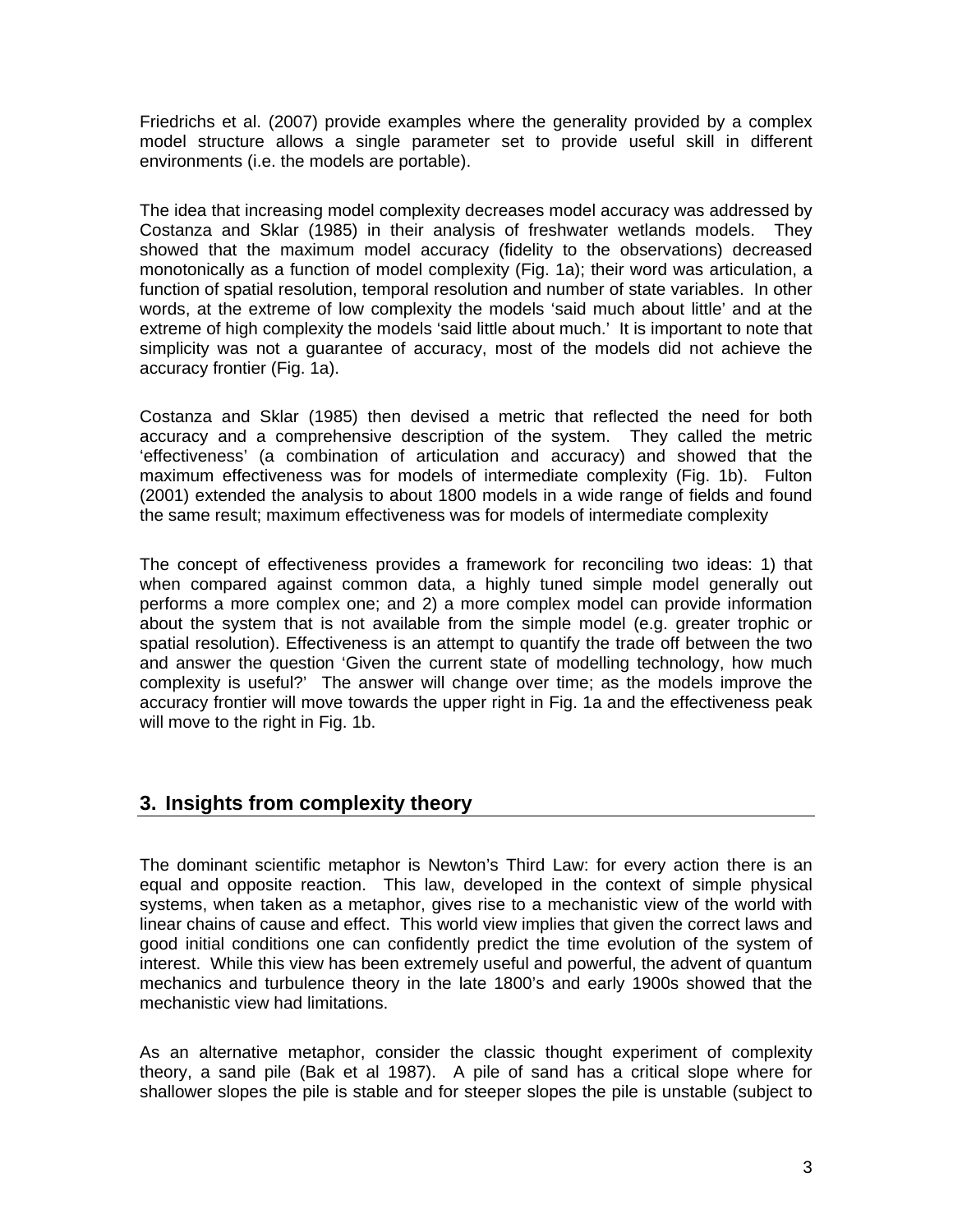Friedrichs et al. (2007) provide examples where the generality provided by a complex model structure allows a single parameter set to provide useful skill in different environments (i.e. the models are portable).

The idea that increasing model complexity decreases model accuracy was addressed by Costanza and Sklar (1985) in their analysis of freshwater wetlands models. They showed that the maximum model accuracy (fidelity to the observations) decreased monotonically as a function of model complexity (Fig. 1a); their word was articulation, a function of spatial resolution, temporal resolution and number of state variables. In other words, at the extreme of low complexity the models 'said much about little' and at the extreme of high complexity the models 'said little about much.' It is important to note that simplicity was not a guarantee of accuracy, most of the models did not achieve the accuracy frontier (Fig. 1a).

Costanza and Sklar (1985) then devised a metric that reflected the need for both accuracy and a comprehensive description of the system. They called the metric 'effectiveness' (a combination of articulation and accuracy) and showed that the maximum effectiveness was for models of intermediate complexity (Fig. 1b). Fulton (2001) extended the analysis to about 1800 models in a wide range of fields and found the same result; maximum effectiveness was for models of intermediate complexity

The concept of effectiveness provides a framework for reconciling two ideas: 1) that when compared against common data, a highly tuned simple model generally out performs a more complex one; and 2) a more complex model can provide information about the system that is not available from the simple model (e.g. greater trophic or spatial resolution). Effectiveness is an attempt to quantify the trade off between the two and answer the question 'Given the current state of modelling technology, how much complexity is useful?' The answer will change over time; as the models improve the accuracy frontier will move towards the upper right in Fig. 1a and the effectiveness peak will move to the right in Fig. 1b.

## 3. Insights from complexity theory

The dominant scientific metaphor is Newton's Third Law: for every action there is an equal and opposite reaction. This law, developed in the context of simple physical systems, when taken as a metaphor, gives rise to a mechanistic view of the world with linear chains of cause and effect. This world view implies that given the correct laws and good initial conditions one can confidently predict the time evolution of the system of interest. While this view has been extremely useful and powerful, the advent of quantum mechanics and turbulence theory in the late 1800's and early 1900s showed that the mechanistic view had limitations.

As an alternative metaphor, consider the classic thought experiment of complexity theory, a sand pile (Bak et al 1987). A pile of sand has a critical slope where for shallower slopes the pile is stable and for steeper slopes the pile is unstable (subject to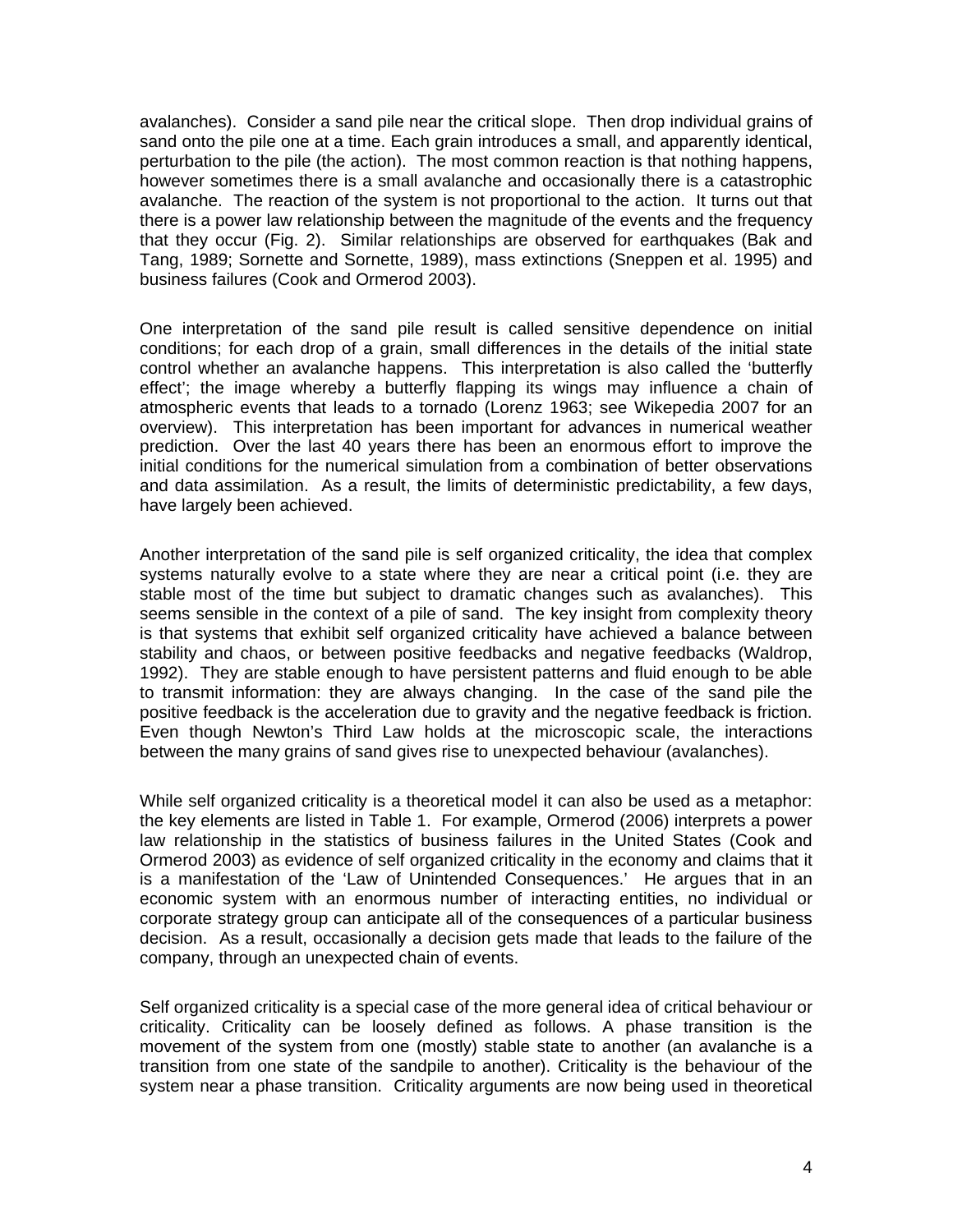avalanches). Consider a sand pile near the critical slope. Then drop individual grains of sand onto the pile one at a time. Each grain introduces a small, and apparently identical, perturbation to the pile (the action). The most common reaction is that nothing happens, however sometimes there is a small avalanche and occasionally there is a catastrophic avalanche. The reaction of the system is not proportional to the action. It turns out that there is a power law relationship between the magnitude of the events and the frequency that they occur (Fig. 2). Similar relationships are observed for earthquakes (Bak and Tang, 1989; Sornette and Sornette, 1989), mass extinctions (Sneppen et al. 1995) and business failures (Cook and Ormerod 2003).

One interpretation of the sand pile result is called sensitive dependence on initial conditions; for each drop of a grain, small differences in the details of the initial state control whether an avalanche happens. This interpretation is also called the 'butterfly effect'; the image whereby a butterfly flapping its wings may influence a chain of atmospheric events that leads to a tornado (Lorenz 1963; see Wikepedia 2007 for an overview). This interpretation has been important for advances in numerical weather prediction. Over the last 40 years there has been an enormous effort to improve the initial conditions for the numerical simulation from a combination of better observations and data assimilation. As a result, the limits of deterministic predictability, a few days, have largely been achieved.

Another interpretation of the sand pile is self organized criticality, the idea that complex systems naturally evolve to a state where they are near a critical point (i.e. they are stable most of the time but subject to dramatic changes such as avalanches). This seems sensible in the context of a pile of sand. The key insight from complexity theory is that systems that exhibit self organized criticality have achieved a balance between stability and chaos, or between positive feedbacks and negative feedbacks (Waldrop, 1992). They are stable enough to have persistent patterns and fluid enough to be able to transmit information: they are always changing. In the case of the sand pile the positive feedback is the acceleration due to gravity and the negative feedback is friction. Even though Newton's Third Law holds at the microscopic scale, the interactions between the many grains of sand gives rise to unexpected behaviour (avalanches).

While self organized criticality is a theoretical model it can also be used as a metaphor: the key elements are listed in Table 1. For example, Ormerod (2006) interprets a power law relationship in the statistics of business failures in the United States (Cook and Ormerod 2003) as evidence of self organized criticality in the economy and claims that it is a manifestation of the 'Law of Unintended Consequences.' He argues that in an economic system with an enormous number of interacting entities, no individual or corporate strategy group can anticipate all of the consequences of a particular business decision. As a result, occasionally a decision gets made that leads to the failure of the company, through an unexpected chain of events.

Self organized criticality is a special case of the more general idea of critical behaviour or criticality. Criticality can be loosely defined as follows. A phase transition is the movement of the system from one (mostly) stable state to another (an avalanche is a transition from one state of the sandpile to another). Criticality is the behaviour of the system near a phase transition. Criticality arguments are now being used in theoretical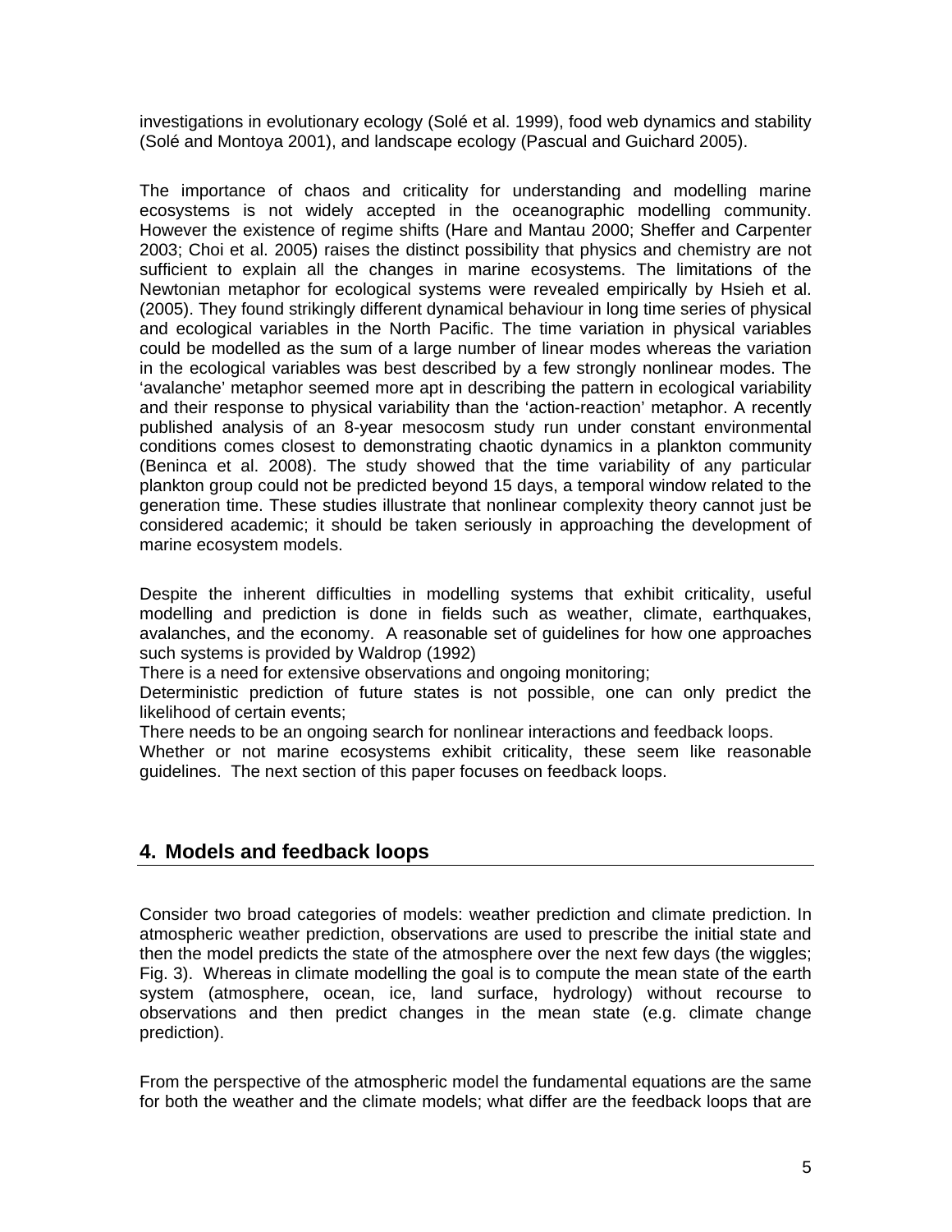investigations in evolutionary ecology (Solé et al. 1999), food web dynamics and stability (Solé and Montoya 2001), and landscape ecology (Pascual and Guichard 2005).

The importance of chaos and criticality for understanding and modelling marine ecosystems is not widely accepted in the oceanographic modelling community. However the existence of regime shifts (Hare and Mantau 2000; Sheffer and Carpenter 2003; Choi et al. 2005) raises the distinct possibility that physics and chemistry are not sufficient to explain all the changes in marine ecosystems. The limitations of the Newtonian metaphor for ecological systems were revealed empirically by Hsieh et al. (2005). They found strikingly different dynamical behaviour in long time series of physical and ecological variables in the North Pacific. The time variation in physical variables could be modelled as the sum of a large number of linear modes whereas the variation in the ecological variables was best described by a few strongly nonlinear modes. The 'avalanche' metaphor seemed more apt in describing the pattern in ecological variability and their response to physical variability than the 'action-reaction' metaphor. A recently published analysis of an 8-year mesocosm study run under constant environmental conditions comes closest to demonstrating chaotic dynamics in a plankton community (Beninca et al. 2008). The study showed that the time variability of any particular plankton group could not be predicted beyond 15 days, a temporal window related to the generation time. These studies illustrate that nonlinear complexity theory cannot just be considered academic; it should be taken seriously in approaching the development of marine ecosystem models.

Despite the inherent difficulties in modelling systems that exhibit criticality, useful modelling and prediction is done in fields such as weather, climate, earthquakes, avalanches, and the economy. A reasonable set of guidelines for how one approaches such systems is provided by Waldrop (1992)

There is a need for extensive observations and ongoing monitoring;

Deterministic prediction of future states is not possible, one can only predict the likelihood of certain events;

There needs to be an ongoing search for nonlinear interactions and feedback loops.

Whether or not marine ecosystems exhibit criticality, these seem like reasonable guidelines. The next section of this paper focuses on feedback loops.

## 4. Models and feedback loops

Consider two broad categories of models: weather prediction and climate prediction. In atmospheric weather prediction, observations are used to prescribe the initial state and then the model predicts the state of the atmosphere over the next few days (the wiggles; Fig. 3). Whereas in climate modelling the goal is to compute the mean state of the earth system (atmosphere, ocean, ice, land surface, hydrology) without recourse to observations and then predict changes in the mean state (e.g. climate change prediction).

From the perspective of the atmospheric model the fundamental equations are the same for both the weather and the climate models; what differ are the feedback loops that are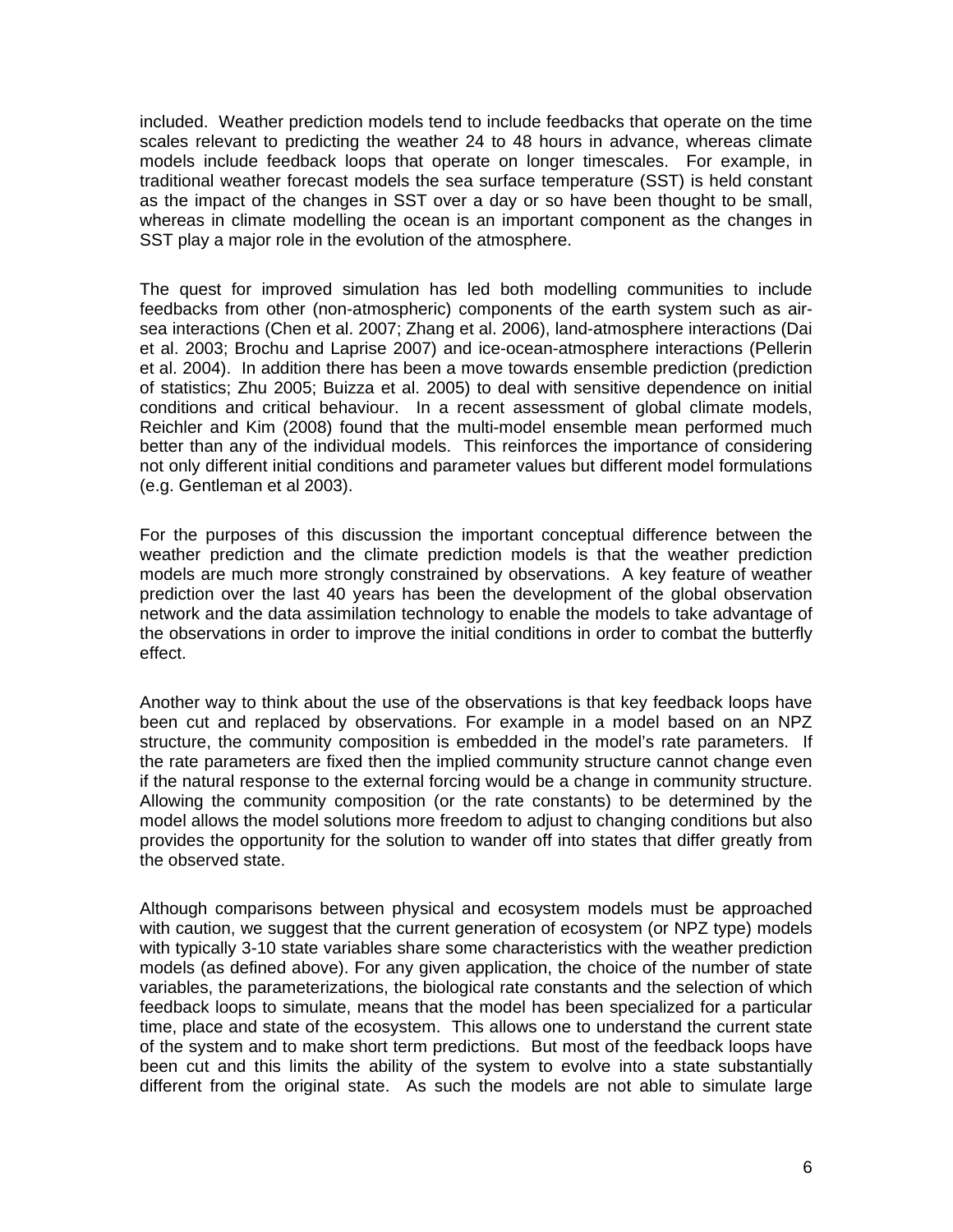included. Weather prediction models tend to include feedbacks that operate on the time scales relevant to predicting the weather 24 to 48 hours in advance, whereas climate models include feedback loops that operate on longer timescales. For example, in traditional weather forecast models the sea surface temperature (SST) is held constant as the impact of the changes in SST over a day or so have been thought to be small, whereas in climate modelling the ocean is an important component as the changes in SST play a major role in the evolution of the atmosphere.

The quest for improved simulation has led both modelling communities to include feedbacks from other (non-atmospheric) components of the earth system such as air-sea interactions (Chen et al. 2007; Zhang et al. 2006), land-atmosphere interactions (Dai et al. 2003; Brochu and Laprise 2007) and ice-ocean-atmosphere interactions (Pellerin et al. 2004). In addition there has been a move towards ensemble prediction (prediction of statistics; Zhu 2005; Buizza et al. 2005) to deal with sensitive dependence on initial conditions and critical behaviour. In a recent assessment of global climate models, Reichler and Kim (2008) found that the multi-model ensemble mean performed much better than any of the individual models. This reinforces the importance of considering not only different initial conditions and parameter values but different model formulations (e.g. Gentleman et al 2003).

For the purposes of this discussion the important conceptual difference between the weather prediction and the climate prediction models is that the weather prediction models are much more strongly constrained by observations. A key feature of weather prediction over the last 40 years has been the development of the global observation network and the data assimilation technology to enable the models to take advantage of the observations in order to improve the initial conditions in order to combat the butterfly effect.

Another way to think about the use of the observations is that key feedback loops have been cut and replaced by observations. For example in a model based on an NPZ structure, the community composition is embedded in the model's rate parameters. If the rate parameters are fixed then the implied community structure cannot change even if the natural response to the external forcing would be a change in community structure. Allowing the community composition (or the rate constants) to be determined by the model allows the model solutions more freedom to adjust to changing conditions but also provides the opportunity for the solution to wander off into states that differ greatly from the observed state.

Although comparisons between physical and ecosystem models must be approached with caution, we suggest that the current generation of ecosystem (or NPZ type) models with typically 3-10 state variables share some characteristics with the weather prediction models (as defined above). For any given application, the choice of the number of state variables, the parameterizations, the biological rate constants and the selection of which feedback loops to simulate, means that the model has been specialized for a particular time, place and state of the ecosystem. This allows one to understand the current state of the system and to make short term predictions. But most of the feedback loops have been cut and this limits the ability of the system to evolve into a state substantially different from the original state. As such the models are not able to simulate large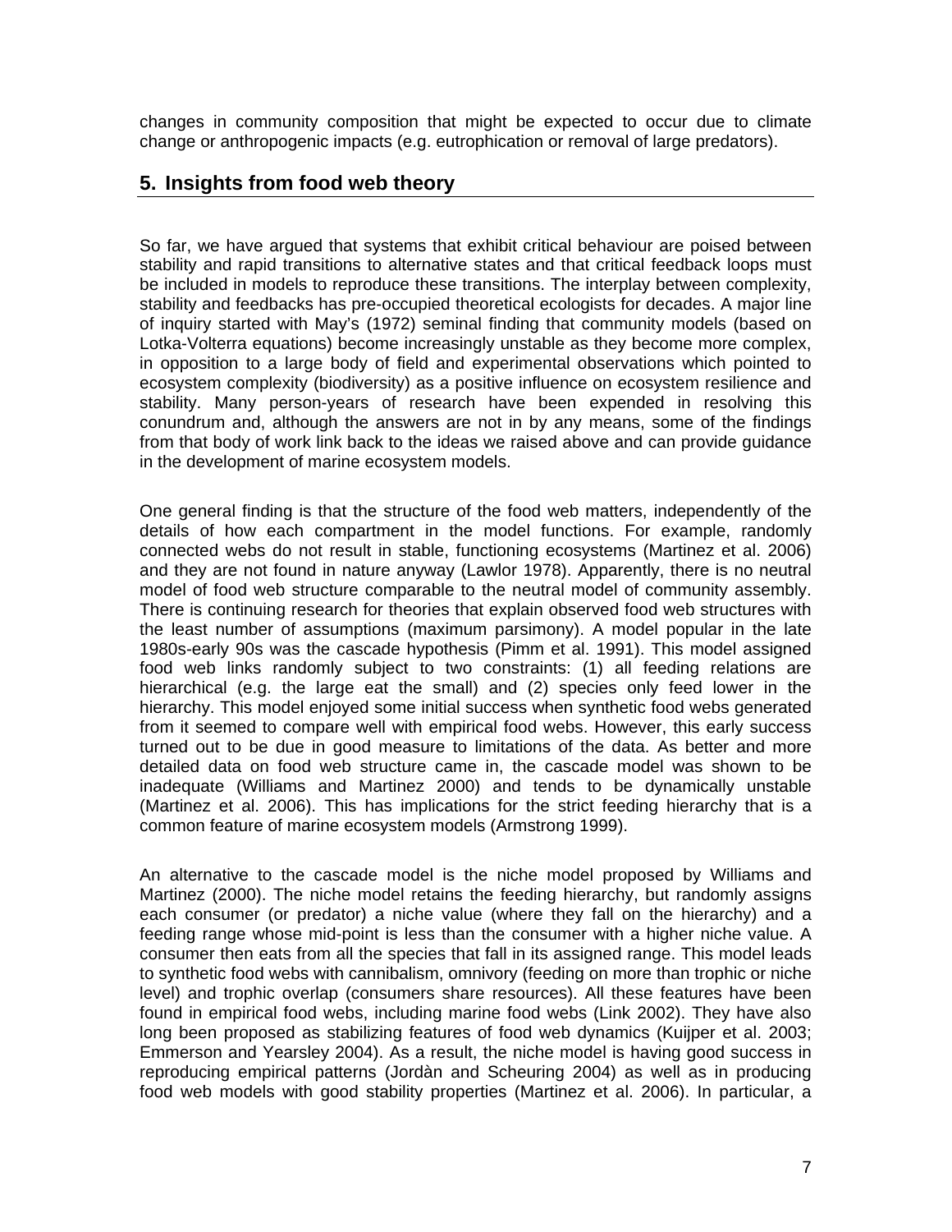changes in community composition that might be expected to occur due to climate change or anthropogenic impacts (e.g. eutrophication or removal of large predators).

## 5. Insights from food web theory

So far, we have argued that systems that exhibit critical behaviour are poised between stability and rapid transitions to alternative states and that critical feedback loops must be included in models to reproduce these transitions. The interplay between complexity, stability and feedbacks has pre-occupied theoretical ecologists for decades. A major line of inquiry started with May's (1972) seminal finding that community models (based on Lotka-Volterra equations) become increasingly unstable as they become more complex, in opposition to a large body of field and experimental observations which pointed to ecosystem complexity (biodiversity) as a positive influence on ecosystem resilience and stability. Many person-years of research have been expended in resolving this conundrum and, although the answers are not in by any means, some of the findings from that body of work link back to the ideas we raised above and can provide guidance in the development of marine ecosystem models.

One general finding is that the structure of the food web matters, independently of the details of how each compartment in the model functions. For example, randomly connected webs do not result in stable, functioning ecosystems (Martinez et al. 2006) and they are not found in nature anyway (Lawlor 1978). Apparently, there is no neutral model of food web structure comparable to the neutral model of community assembly. There is continuing research for theories that explain observed food web structures with the least number of assumptions (maximum parsimony). A model popular in the late 1980s-early 90s was the cascade hypothesis (Pimm et al. 1991). This model assigned food web links randomly subject to two constraints: (1) all feeding relations are hierarchical (e.g. the large eat the small) and (2) species only feed lower in the hierarchy. This model enjoyed some initial success when synthetic food webs generated from it seemed to compare well with empirical food webs. However, this early success turned out to be due in good measure to limitations of the data. As better and more detailed data on food web structure came in, the cascade model was shown to be inadequate (Williams and Martinez 2000) and tends to be dynamically unstable (Martinez et al. 2006). This has implications for the strict feeding hierarchy that is a common feature of marine ecosystem models (Armstrong 1999).

An alternative to the cascade model is the niche model proposed by Williams and Martinez (2000). The niche model retains the feeding hierarchy, but randomly assigns each consumer (or predator) a niche value (where they fall on the hierarchy) and a feeding range whose mid-point is less than the consumer with a higher niche value. A consumer then eats from all the species that fall in its assigned range. This model leads to synthetic food webs with cannibalism, omnivory (feeding on more than trophic or niche level) and trophic overlap (consumers share resources). All these features have been found in empirical food webs, including marine food webs (Link 2002). They have also long been proposed as stabilizing features of food web dynamics (Kuijper et al. 2003; Emmerson and Yearsley 2004). As a result, the niche model is having good success in reproducing empirical patterns (Jordàn and Scheuring 2004) as well as in producing food web models with good stability properties (Martinez et al. 2006). In particular, a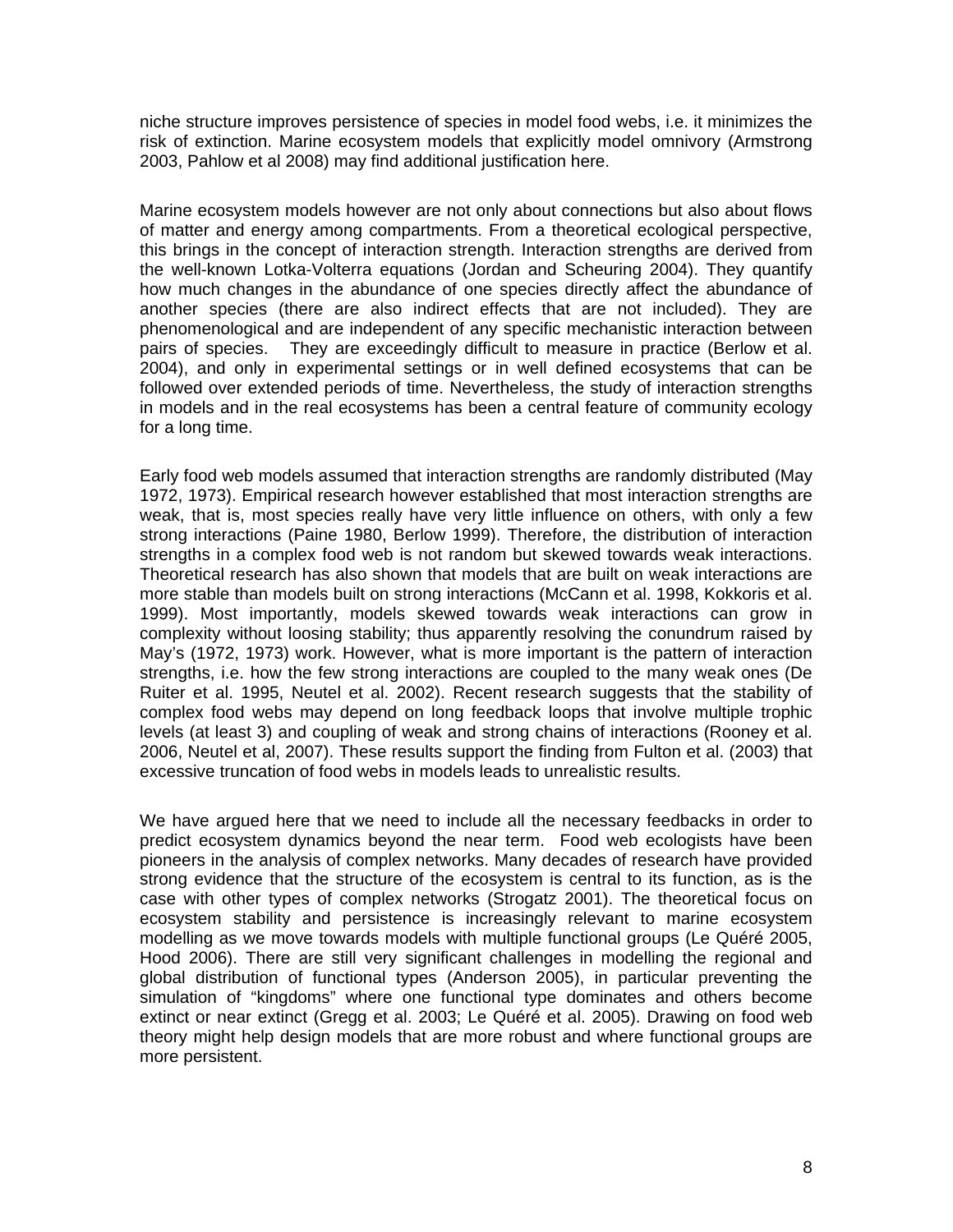niche structure improves persistence of species in model food webs, i.e. it minimizes the risk of extinction. Marine ecosystem models that explicitly model omnivory (Armstrong 2003, Pahlow et al 2008) may find additional justification here.

Marine ecosystem models however are not only about connections but also about flows of matter and energy among compartments. From a theoretical ecological perspective, this brings in the concept of interaction strength. Interaction strengths are derived from the well-known Lotka-Volterra equations (Jordan and Scheuring 2004). They quantify how much changes in the abundance of one species directly affect the abundance of another species (there are also indirect effects that are not included). They are phenomenological and are independent of any specific mechanistic interaction between pairs of species. They are exceedingly difficult to measure in practice (Berlow et al. 2004), and only in experimental settings or in well defined ecosystems that can be followed over extended periods of time. Nevertheless, the study of interaction strengths in models and in the real ecosystems has been a central feature of community ecology for a long time.

Early food web models assumed that interaction strengths are randomly distributed (May 1972, 1973). Empirical research however established that most interaction strengths are weak, that is, most species really have very little influence on others, with only a few strong interactions (Paine 1980, Berlow 1999). Therefore, the distribution of interaction strengths in a complex food web is not random but skewed towards weak interactions. Theoretical research has also shown that models that are built on weak interactions are more stable than models built on strong interactions (McCann et al. 1998, Kokkoris et al. 1999). Most importantly, models skewed towards weak interactions can grow in complexity without loosing stability; thus apparently resolving the conundrum raised by May's (1972, 1973) work. However, what is more important is the pattern of interaction strengths, i.e. how the few strong interactions are coupled to the many weak ones (De Ruiter et al. 1995, Neutel et al. 2002). Recent research suggests that the stability of complex food webs may depend on long feedback loops that involve multiple trophic levels (at least 3) and coupling of weak and strong chains of interactions (Rooney et al. 2006, Neutel et al, 2007). These results support the finding from Fulton et al. (2003) that excessive truncation of food webs in models leads to unrealistic results.

We have argued here that we need to include all the necessary feedbacks in order to predict ecosystem dynamics beyond the near term. Food web ecologists have been pioneers in the analysis of complex networks. Many decades of research have provided strong evidence that the structure of the ecosystem is central to its function, as is the case with other types of complex networks (Strogatz 2001). The theoretical focus on ecosystem stability and persistence is increasingly relevant to marine ecosystem modelling as we move towards models with multiple functional groups (Le Quéré 2005, Hood 2006). There are still very significant challenges in modelling the regional and global distribution of functional types (Anderson 2005), in particular preventing the simulation of "kingdoms" where one functional type dominates and others become extinct or near extinct (Gregg et al. 2003; Le Quéré et al. 2005). Drawing on food web theory might help design models that are more robust and where functional groups are more persistent.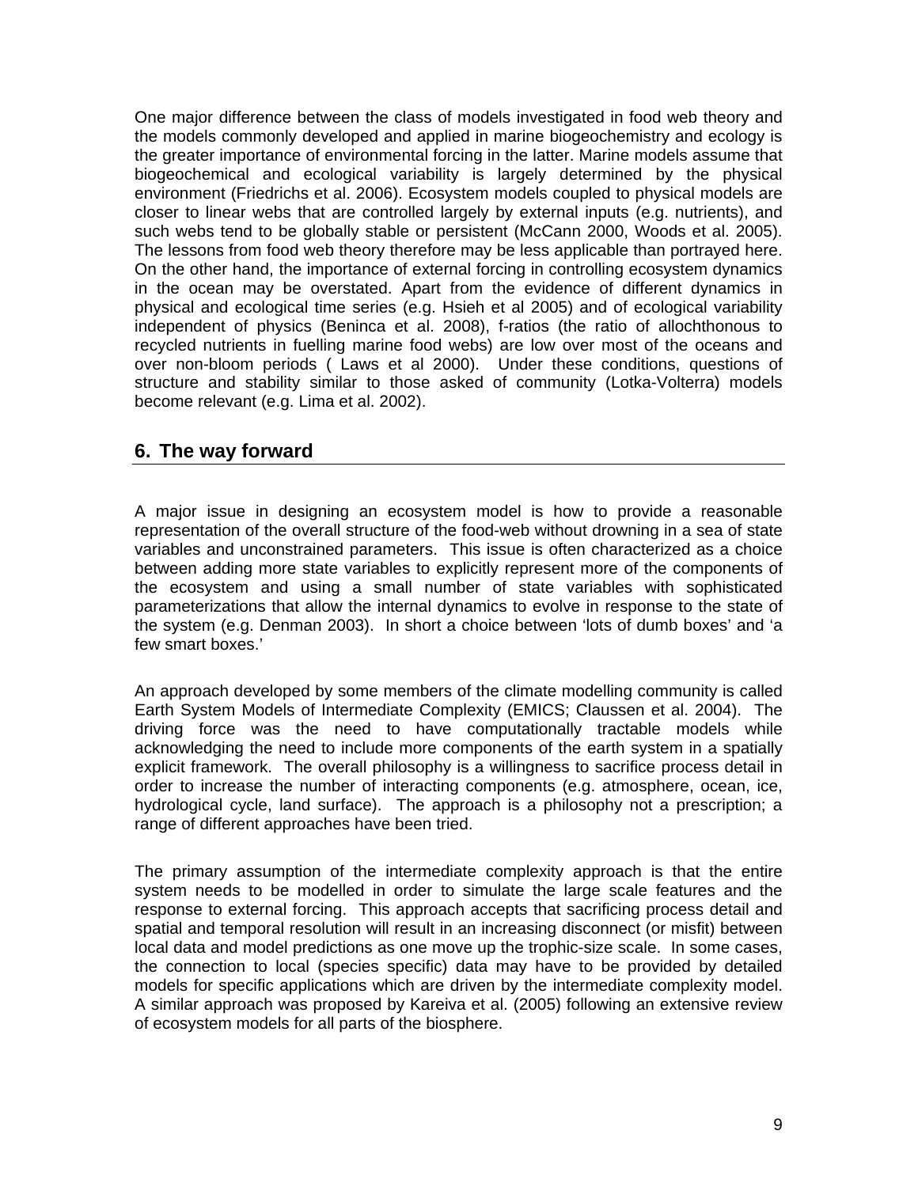One major difference between the class of models investigated in food web theory and the models commonly developed and applied in marine biogeochemistry and ecology is the greater importance of environmental forcing in the latter. Marine models assume that biogeochemical and ecological variability is largely determined by the physical environment (Friedrichs et al. 2006). Ecosystem models coupled to physical models are closer to linear webs that are controlled largely by external inputs (e.g. nutrients), and such webs tend to be globally stable or persistent (McCann 2000, Woods et al. 2005). The lessons from food web theory therefore may be less applicable than portrayed here. On the other hand, the importance of external forcing in controlling ecosystem dynamics in the ocean may be overstated. Apart from the evidence of different dynamics in physical and ecological time series (e.g. Hsieh et al 2005) and of ecological variability independent of physics (Beninca et al. 2008), f-ratios (the ratio of allochthonous to recycled nutrients in fuelling marine food webs) are low over most of the oceans and over non-bloom periods ( Laws et al 2000). Under these conditions, questions of structure and stability similar to those asked of community (Lotka-Volterra) models become relevant (e.g. Lima et al. 2002).

## 6. The way forward

A major issue in designing an ecosystem model is how to provide a reasonable representation of the overall structure of the food-web without drowning in a sea of state variables and unconstrained parameters. This issue is often characterized as a choice between adding more state variables to explicitly represent more of the components of the ecosystem and using a small number of state variables with sophisticated parameterizations that allow the internal dynamics to evolve in response to the state of the system (e.g. Denman 2003). In short a choice between 'lots of dumb boxes' and 'a few smart boxes.'

An approach developed by some members of the climate modelling community is called Earth System Models of Intermediate Complexity (EMICS; Claussen et al. 2004). The driving force was the need to have computationally tractable models while acknowledging the need to include more components of the earth system in a spatially explicit framework. The overall philosophy is a willingness to sacrifice process detail in order to increase the number of interacting components (e.g. atmosphere, ocean, ice, hydrological cycle, land surface). The approach is a philosophy not a prescription; a range of different approaches have been tried.

The primary assumption of the intermediate complexity approach is that the entire system needs to be modelled in order to simulate the large scale features and the response to external forcing. This approach accepts that sacrificing process detail and spatial and temporal resolution will result in an increasing disconnect (or misfit) between local data and model predictions as one move up the trophic-size scale. In some cases, the connection to local (species specific) data may have to be provided by detailed models for specific applications which are driven by the intermediate complexity model. A similar approach was proposed by Kareiva et al. (2005) following an extensive review of ecosystem models for all parts of the biosphere.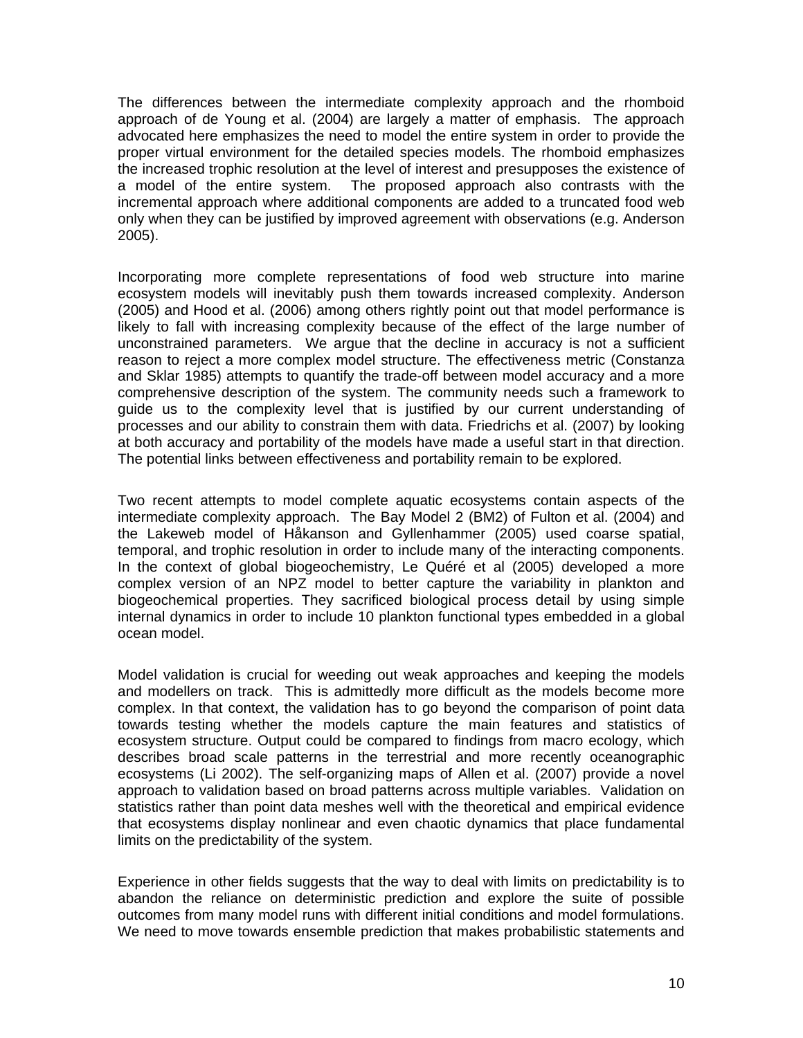The differences between the intermediate complexity approach and the rhomboid approach of de Young et al. (2004) are largely a matter of emphasis. The approach advocated here emphasizes the need to model the entire system in order to provide the proper virtual environment for the detailed species models. The rhomboid emphasizes the increased trophic resolution at the level of interest and presupposes the existence of a model of the entire system. The proposed approach also contrasts with the incremental approach where additional components are added to a truncated food web only when they can be justified by improved agreement with observations (e.g. Anderson 2005).

Incorporating more complete representations of food web structure into marine ecosystem models will inevitably push them towards increased complexity. Anderson (2005) and Hood et al. (2006) among others rightly point out that model performance is likely to fall with increasing complexity because of the effect of the large number of unconstrained parameters. We argue that the decline in accuracy is not a sufficient reason to reject a more complex model structure. The effectiveness metric (Constanza and Sklar 1985) attempts to quantify the trade-off between model accuracy and a more comprehensive description of the system. The community needs such a framework to guide us to the complexity level that is justified by our current understanding of processes and our ability to constrain them with data. Friedrichs et al. (2007) by looking at both accuracy and portability of the models have made a useful start in that direction. The potential links between effectiveness and portability remain to be explored.

Two recent attempts to model complete aquatic ecosystems contain aspects of the intermediate complexity approach. The Bay Model 2 (BM2) of Fulton et al. (2004) and the Lakeweb model of Håkanson and Gyllenhammer (2005) used coarse spatial, temporal, and trophic resolution in order to include many of the interacting components. In the context of global biogeochemistry, Le Quéré et al (2005) developed a more complex version of an NPZ model to better capture the variability in plankton and biogeochemical properties. They sacrificed biological process detail by using simple internal dynamics in order to include 10 plankton functional types embedded in a global ocean model.

Model validation is crucial for weeding out weak approaches and keeping the models and modellers on track. This is admittedly more difficult as the models become more complex. In that context, the validation has to go beyond the comparison of point data towards testing whether the models capture the main features and statistics of ecosystem structure. Output could be compared to findings from macro ecology, which describes broad scale patterns in the terrestrial and more recently oceanographic ecosystems (Li 2002). The self-organizing maps of Allen et al. (2007) provide a novel approach to validation based on broad patterns across multiple variables. Validation on statistics rather than point data meshes well with the theoretical and empirical evidence that ecosystems display nonlinear and even chaotic dynamics that place fundamental limits on the predictability of the system.

Experience in other fields suggests that the way to deal with limits on predictability is to abandon the reliance on deterministic prediction and explore the suite of possible outcomes from many model runs with different initial conditions and model formulations. We need to move towards ensemble prediction that makes probabilistic statements and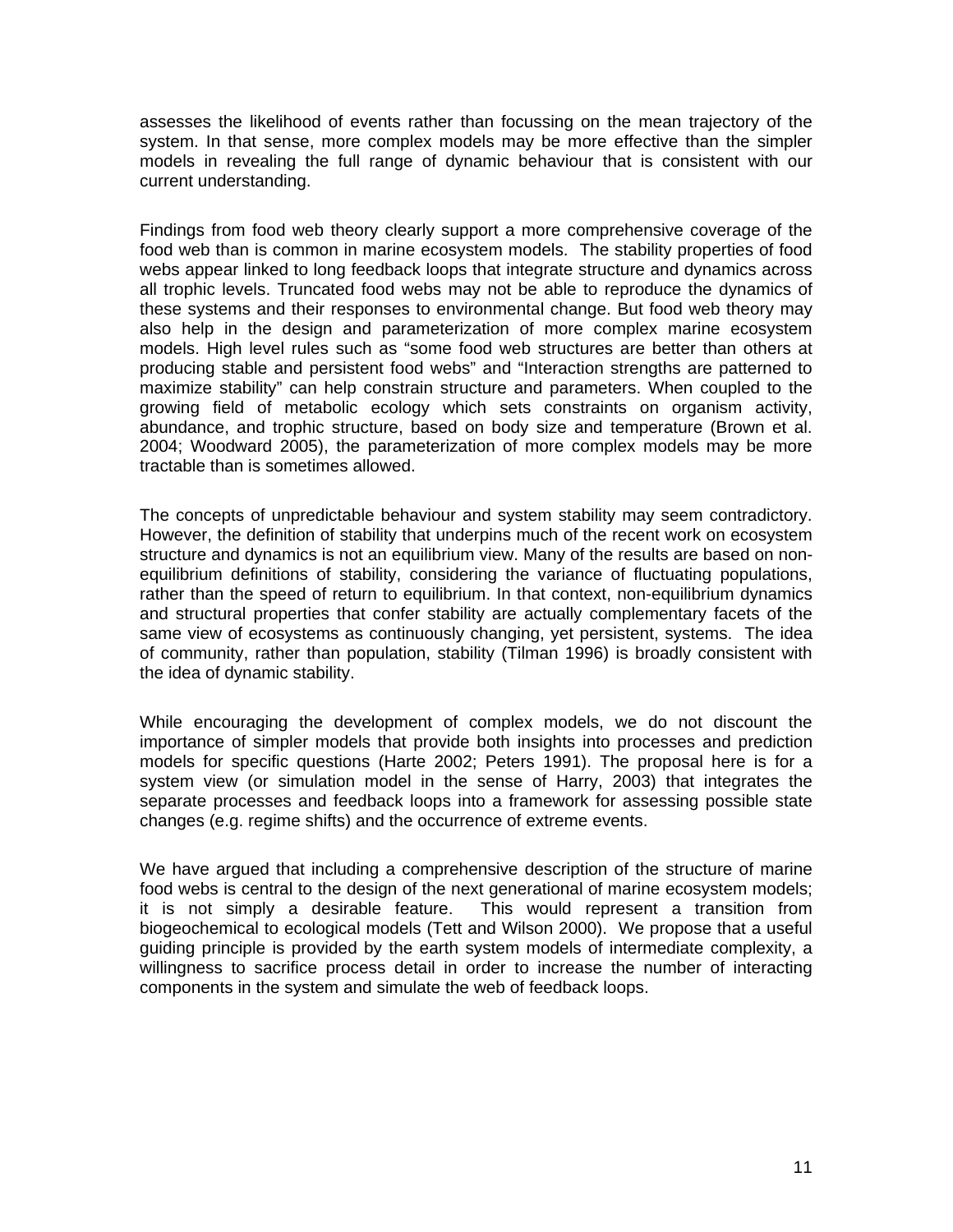assesses the likelihood of events rather than focussing on the mean trajectory of the system. In that sense, more complex models may be more effective than the simpler models in revealing the full range of dynamic behaviour that is consistent with our current understanding.

Findings from food web theory clearly support a more comprehensive coverage of the food web than is common in marine ecosystem models. The stability properties of food webs appear linked to long feedback loops that integrate structure and dynamics across all trophic levels. Truncated food webs may not be able to reproduce the dynamics of these systems and their responses to environmental change. But food web theory may also help in the design and parameterization of more complex marine ecosystem models. High level rules such as "some food web structures are better than others at producing stable and persistent food webs" and "Interaction strengths are patterned to maximize stability" can help constrain structure and parameters. When coupled to the growing field of metabolic ecology which sets constraints on organism activity, abundance, and trophic structure, based on body size and temperature (Brown et al. 2004; Woodward 2005), the parameterization of more complex models may be more tractable than is sometimes allowed.

The concepts of unpredictable behaviour and system stability may seem contradictory. However, the definition of stability that underpins much of the recent work on ecosystem structure and dynamics is not an equilibrium view. Many of the results are based on non-equilibrium definitions of stability, considering the variance of fluctuating populations, rather than the speed of return to equilibrium. In that context, non-equilibrium dynamics and structural properties that confer stability are actually complementary facets of the same view of ecosystems as continuously changing, yet persistent, systems. The idea of community, rather than population, stability (Tilman 1996) is broadly consistent with the idea of dynamic stability.

While encouraging the development of complex models, we do not discount the importance of simpler models that provide both insights into processes and prediction models for specific questions (Harte 2002; Peters 1991). The proposal here is for a system view (or simulation model in the sense of Harry, 2003) that integrates the separate processes and feedback loops into a framework for assessing possible state changes (e.g. regime shifts) and the occurrence of extreme events.

We have argued that including a comprehensive description of the structure of marine food webs is central to the design of the next generational of marine ecosystem models; it is not simply a desirable feature. This would represent a transition from biogeochemical to ecological models (Tett and Wilson 2000). We propose that a useful guiding principle is provided by the earth system models of intermediate complexity, a willingness to sacrifice process detail in order to increase the number of interacting components in the system and simulate the web of feedback loops.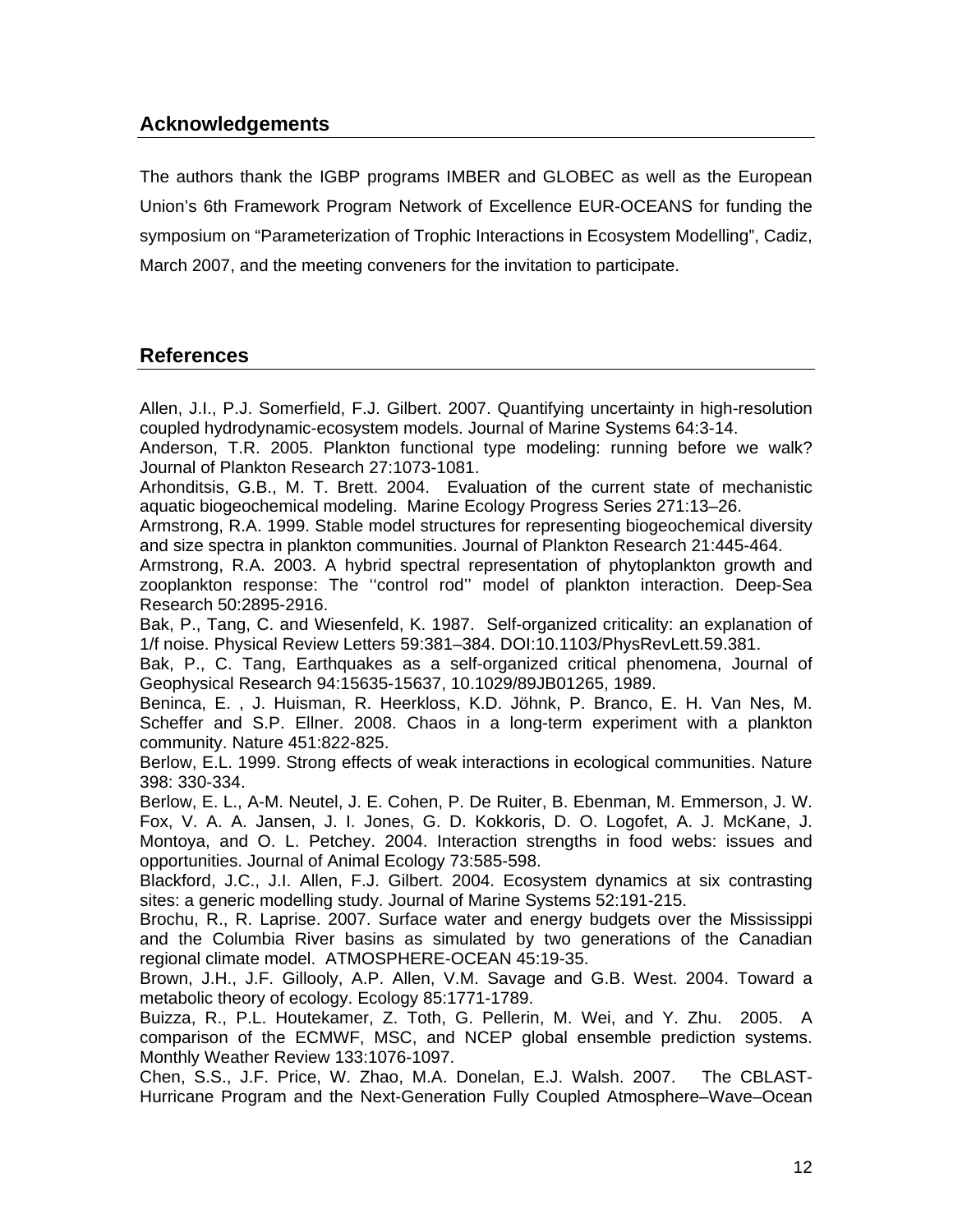## Acknowledgements

The authors thank the IGBP programs IMBER and GLOBEC as well as the European Union's 6th Framework Program Network of Excellence EUR-OCEANS for funding the symposium on "Parameterization of Trophic Interactions in Ecosystem Modelling", Cadiz, March 2007, and the meeting conveners for the invitation to participate.

## References

Allen, J.I., P.J. Somerfield, F.J. Gilbert. 2007. Quantifying uncertainty in high-resolution coupled hydrodynamic-ecosystem models. Journal of Marine Systems 64:3-14.

Anderson, T.R. 2005. Plankton functional type modeling: running before we walk? Journal of Plankton Research 27:1073-1081.

Arhonditsis, G.B., M. T. Brett. 2004. Evaluation of the current state of mechanistic aquatic biogeochemical modeling. Marine Ecology Progress Series 271:13–26.

Armstrong, R.A. 1999. Stable model structures for representing biogeochemical diversity and size spectra in plankton communities. Journal of Plankton Research 21:445-464.

Armstrong, R.A. 2003. A hybrid spectral representation of phytoplankton growth and zooplankton response: The ''control rod'' model of plankton interaction. Deep-Sea Research 50:2895-2916.

Bak, P., Tang, C. and Wiesenfeld, K. 1987. Self-organized criticality: an explanation of 1/f noise. Physical Review Letters 59:381–384. DOI:10.1103/PhysRevLett.59.381.

Bak, P., C. Tang, Earthquakes as a self-organized critical phenomena, Journal of Geophysical Research 94:15635-15637, 10.1029/89JB01265, 1989.

Beninca, E. , J. Huisman, R. Heerkloss, K.D. Jöhnk, P. Branco, E. H. Van Nes, M. Scheffer and S.P. Ellner. 2008. Chaos in a long-term experiment with a plankton community. Nature 451:822-825.

Berlow, E.L. 1999. Strong effects of weak interactions in ecological communities. Nature 398: 330-334.

Berlow, E. L., A-M. Neutel, J. E. Cohen, P. De Ruiter, B. Ebenman, M. Emmerson, J. W. Fox, V. A. A. Jansen, J. I. Jones, G. D. Kokkoris, D. O. Logofet, A. J. McKane, J. Montoya, and O. L. Petchey. 2004. Interaction strengths in food webs: issues and opportunities. Journal of Animal Ecology 73:585-598.

Blackford, J.C., J.I. Allen, F.J. Gilbert. 2004. Ecosystem dynamics at six contrasting sites: a generic modelling study. Journal of Marine Systems 52:191-215.

Brochu, R., R. Laprise. 2007. Surface water and energy budgets over the Mississippi and the Columbia River basins as simulated by two generations of the Canadian regional climate model. ATMOSPHERE-OCEAN 45:19-35.

Brown, J.H., J.F. Gillooly, A.P. Allen, V.M. Savage and G.B. West. 2004. Toward a metabolic theory of ecology. Ecology 85:1771-1789.

Buizza, R., P.L. Houtekamer, Z. Toth, G. Pellerin, M. Wei, and Y. Zhu. 2005. A comparison of the ECMWF, MSC, and NCEP global ensemble prediction systems. Monthly Weather Review 133:1076-1097.

Chen, S.S., J.F. Price, W. Zhao, M.A. Donelan, E.J. Walsh. 2007. The CBLAST-Hurricane Program and the Next-Generation Fully Coupled Atmosphere–Wave–Ocean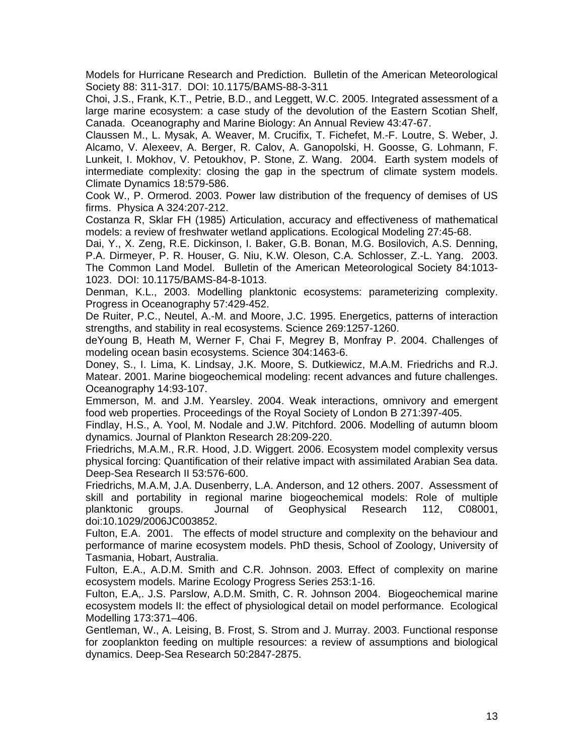Models for Hurricane Research and Prediction. Bulletin of the American Meteorological Society 88: 311-317. DOI: 10.1175/BAMS-88-3-311

Choi, J.S., Frank, K.T., Petrie, B.D., and Leggett, W.C. 2005. Integrated assessment of a large marine ecosystem: a case study of the devolution of the Eastern Scotian Shelf, Canada. Oceanography and Marine Biology: An Annual Review 43:47-67.

Claussen M., L. Mysak, A. Weaver, M. Crucifix, T. Fichefet, M.-F. Loutre, S. Weber, J. Alcamo, V. Alexeev, A. Berger, R. Calov, A. Ganopolski, H. Goosse, G. Lohmann, F. Lunkeit, I. Mokhov, V. Petoukhov, P. Stone, Z. Wang. 2004. Earth system models of intermediate complexity: closing the gap in the spectrum of climate system models. Climate Dynamics 18:579-586.

Cook W., P. Ormerod. 2003. Power law distribution of the frequency of demises of US firms. Physica A 324:207-212.

Costanza R, Sklar FH (1985) Articulation, accuracy and effectiveness of mathematical models: a review of freshwater wetland applications. Ecological Modeling 27:45-68.

Dai, Y., X. Zeng, R.E. Dickinson, I. Baker, G.B. Bonan, M.G. Bosilovich, A.S. Denning, P.A. Dirmeyer, P. R. Houser, G. Niu, K.W. Oleson, C.A. Schlosser, Z.-L. Yang. 2003. The Common Land Model. Bulletin of the American Meteorological Society 84:1013-1023. DOI: 10.1175/BAMS-84-8-1013.

Denman, K.L., 2003. Modelling planktonic ecosystems: parameterizing complexity. Progress in Oceanography 57:429-452.

De Ruiter, P.C., Neutel, A.-M. and Moore, J.C. 1995. Energetics, patterns of interaction strengths, and stability in real ecosystems. Science 269:1257-1260.

deYoung B, Heath M, Werner F, Chai F, Megrey B, Monfray P. 2004. Challenges of modeling ocean basin ecosystems. Science 304:1463-6.

Doney, S., I. Lima, K. Lindsay, J.K. Moore, S. Dutkiewicz, M.A.M. Friedrichs and R.J. Matear. 2001. Marine biogeochemical modeling: recent advances and future challenges. Oceanography 14:93-107.

Emmerson, M. and J.M. Yearsley. 2004. Weak interactions, omnivory and emergent food web properties. Proceedings of the Royal Society of London B 271:397-405.

Findlay, H.S., A. Yool, M. Nodale and J.W. Pitchford. 2006. Modelling of autumn bloom dynamics. Journal of Plankton Research 28:209-220.

Friedrichs, M.A.M., R.R. Hood, J.D. Wiggert. 2006. Ecosystem model complexity versus physical forcing: Quantification of their relative impact with assimilated Arabian Sea data. Deep-Sea Research II 53:576-600.

Friedrichs, M.A.M, J.A. Dusenberry, L.A. Anderson, and 12 others. 2007. Assessment of skill and portability in regional marine biogeochemical models: Role of multiple planktonic groups. Journal of Geophysical Research 112, C08001, doi:10.1029/2006JC003852.

Fulton, E.A. 2001. The effects of model structure and complexity on the behaviour and performance of marine ecosystem models. PhD thesis, School of Zoology, University of Tasmania, Hobart, Australia.

Fulton, E.A., A.D.M. Smith and C.R. Johnson. 2003. Effect of complexity on marine ecosystem models. Marine Ecology Progress Series 253:1-16.

Fulton, E.A,. J.S. Parslow, A.D.M. Smith, C. R. Johnson 2004. Biogeochemical marine ecosystem models II: the effect of physiological detail on model performance. Ecological Modelling 173:371–406.

Gentleman, W., A. Leising, B. Frost, S. Strom and J. Murray. 2003. Functional response for zooplankton feeding on multiple resources: a review of assumptions and biological dynamics. Deep-Sea Research 50:2847-2875.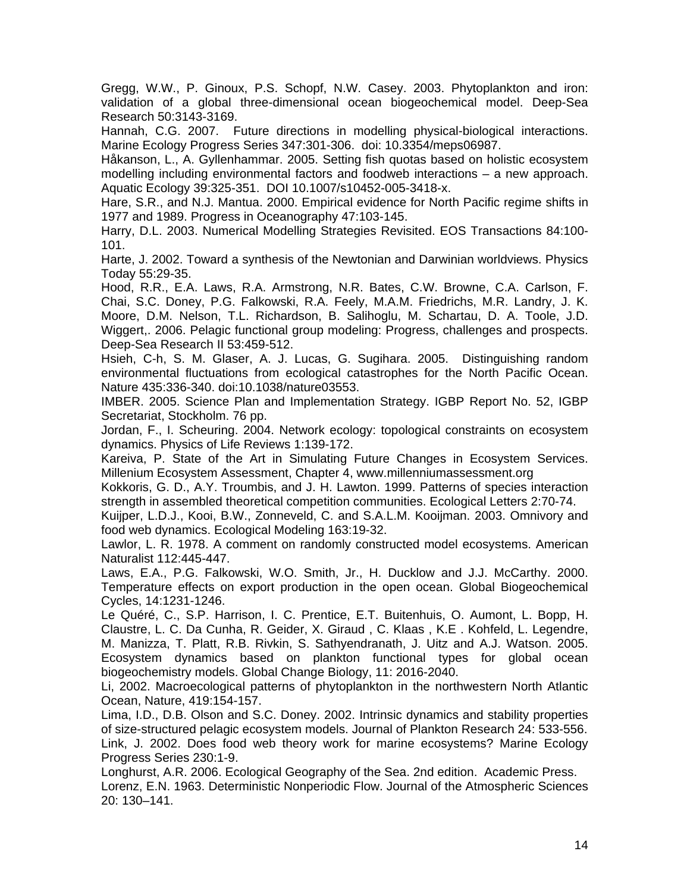Gregg, W.W., P. Ginoux, P.S. Schopf, N.W. Casey. 2003. Phytoplankton and iron: validation of a global three-dimensional ocean biogeochemical model. Deep-Sea Research 50:3143-3169.

Hannah, C.G. 2007. Future directions in modelling physical-biological interactions. Marine Ecology Progress Series 347:301-306. doi: 10.3354/meps06987.

Håkanson, L., A. Gyllenhammar. 2005. Setting fish quotas based on holistic ecosystem modelling including environmental factors and foodweb interactions – a new approach. Aquatic Ecology 39:325-351. DOI 10.1007/s10452-005-3418-x.

Hare, S.R., and N.J. Mantua. 2000. Empirical evidence for North Pacific regime shifts in 1977 and 1989. Progress in Oceanography 47:103-145.

Harry, D.L. 2003. Numerical Modelling Strategies Revisited. EOS Transactions 84:100-101.

Harte, J. 2002. Toward a synthesis of the Newtonian and Darwinian worldviews. Physics Today 55:29-35.

Hood, R.R., E.A. Laws, R.A. Armstrong, N.R. Bates, C.W. Browne, C.A. Carlson, F. Chai, S.C. Doney, P.G. Falkowski, R.A. Feely, M.A.M. Friedrichs, M.R. Landry, J. K. Moore, D.M. Nelson, T.L. Richardson, B. Salihoglu, M. Schartau, D. A. Toole, J.D. Wiggert,. 2006. Pelagic functional group modeling: Progress, challenges and prospects. Deep-Sea Research II 53:459-512.

Hsieh, C-h, S. M. Glaser, A. J. Lucas, G. Sugihara. 2005. Distinguishing random environmental fluctuations from ecological catastrophes for the North Pacific Ocean. Nature 435:336-340. doi:10.1038/nature03553.

IMBER. 2005. Science Plan and Implementation Strategy. IGBP Report No. 52, IGBP Secretariat, Stockholm. 76 pp.

Jordan, F., I. Scheuring. 2004. Network ecology: topological constraints on ecosystem dynamics. Physics of Life Reviews 1:139-172.

Kareiva, P. State of the Art in Simulating Future Changes in Ecosystem Services. Millenium Ecosystem Assessment, Chapter 4, www.millenniumassessment.org

Kokkoris, G. D., A.Y. Troumbis, and J. H. Lawton. 1999. Patterns of species interaction strength in assembled theoretical competition communities. Ecological Letters 2:70-74.

Kuijper, L.D.J., Kooi, B.W., Zonneveld, C. and S.A.L.M. Kooijman. 2003. Omnivory and food web dynamics. Ecological Modeling 163:19-32.

Lawlor, L. R. 1978. A comment on randomly constructed model ecosystems. American Naturalist 112:445-447.

Laws, E.A., P.G. Falkowski, W.O. Smith, Jr., H. Ducklow and J.J. McCarthy. 2000. Temperature effects on export production in the open ocean. Global Biogeochemical Cycles, 14:1231-1246.

Le Quéré, C., S.P. Harrison, I. C. Prentice, E.T. Buitenhuis, O. Aumont, L. Bopp, H. Claustre, L. C. Da Cunha, R. Geider, X. Giraud , C. Klaas , K.E . Kohfeld, L. Legendre, M. Manizza, T. Platt, R.B. Rivkin, S. Sathyendranath, J. Uitz and A.J. Watson. 2005. Ecosystem dynamics based on plankton functional types for global ocean biogeochemistry models. Global Change Biology, 11: 2016-2040.

Li, 2002. Macroecological patterns of phytoplankton in the northwestern North Atlantic Ocean, Nature, 419:154-157.

Lima, I.D., D.B. Olson and S.C. Doney. 2002. Intrinsic dynamics and stability properties of size-structured pelagic ecosystem models. Journal of Plankton Research 24: 533-556.

Link, J. 2002. Does food web theory work for marine ecosystems? Marine Ecology Progress Series 230:1-9.

Longhurst, A.R. 2006. Ecological Geography of the Sea. 2nd edition. Academic Press.

Lorenz, E.N. 1963. Deterministic Nonperiodic Flow. Journal of the Atmospheric Sciences 20: 130–141.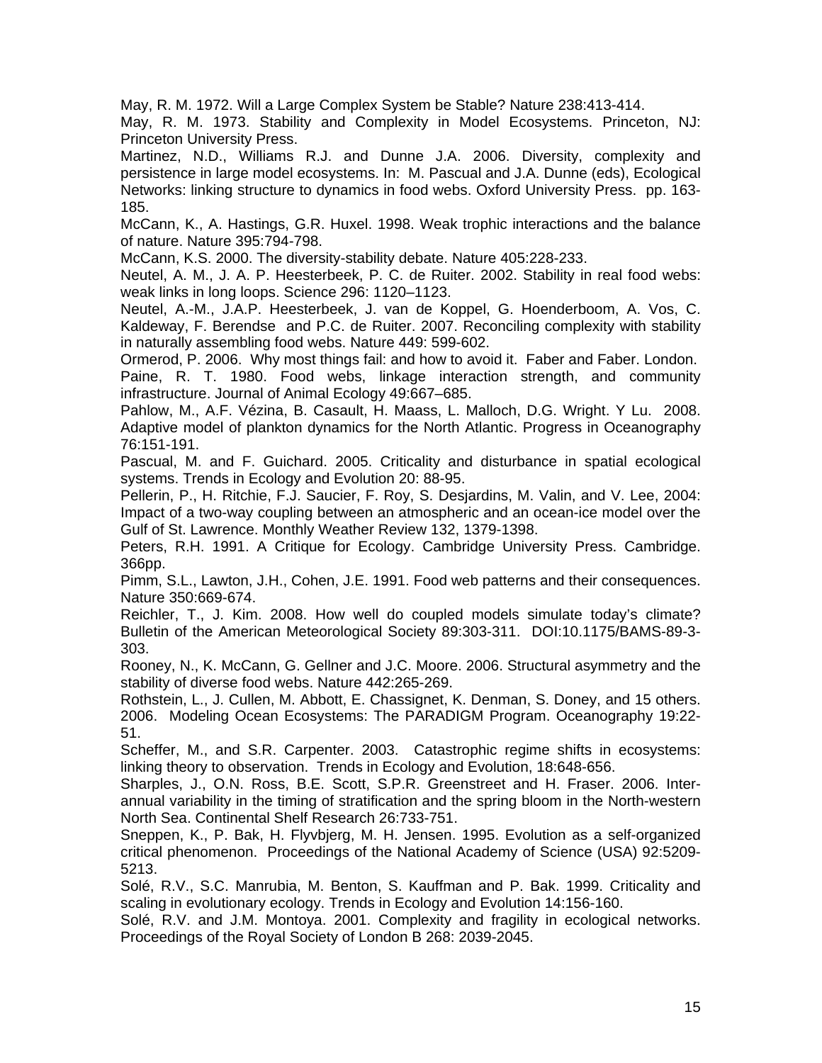May, R. M. 1972. Will a Large Complex System be Stable? Nature 238:413-414.

May, R. M. 1973. Stability and Complexity in Model Ecosystems. Princeton, NJ: Princeton University Press.

Martinez, N.D., Williams R.J. and Dunne J.A. 2006. Diversity, complexity and persistence in large model ecosystems. In: M. Pascual and J.A. Dunne (eds), Ecological Networks: linking structure to dynamics in food webs. Oxford University Press. pp. 163-185.

McCann, K., A. Hastings, G.R. Huxel. 1998. Weak trophic interactions and the balance of nature. Nature 395:794-798.

McCann, K.S. 2000. The diversity-stability debate. Nature 405:228-233.

Neutel, A. M., J. A. P. Heesterbeek, P. C. de Ruiter. 2002. Stability in real food webs: weak links in long loops. Science 296: 1120–1123.

Neutel, A.-M., J.A.P. Heesterbeek, J. van de Koppel, G. Hoenderboom, A. Vos, C. Kaldeway, F. Berendse and P.C. de Ruiter. 2007. Reconciling complexity with stability in naturally assembling food webs. Nature 449: 599-602.

Ormerod, P. 2006. Why most things fail: and how to avoid it. Faber and Faber. London.

Paine, R. T. 1980. Food webs, linkage interaction strength, and community infrastructure. Journal of Animal Ecology 49:667–685.

Pahlow, M., A.F. Vézina, B. Casault, H. Maass, L. Malloch, D.G. Wright. Y Lu. 2008. Adaptive model of plankton dynamics for the North Atlantic. Progress in Oceanography 76:151-191.

Pascual, M. and F. Guichard. 2005. Criticality and disturbance in spatial ecological systems. Trends in Ecology and Evolution 20: 88-95.

Pellerin, P., H. Ritchie, F.J. Saucier, F. Roy, S. Desjardins, M. Valin, and V. Lee, 2004: Impact of a two-way coupling between an atmospheric and an ocean-ice model over the Gulf of St. Lawrence. Monthly Weather Review 132, 1379-1398.

Peters, R.H. 1991. A Critique for Ecology. Cambridge University Press. Cambridge. 366pp.

Pimm, S.L., Lawton, J.H., Cohen, J.E. 1991. Food web patterns and their consequences. Nature 350:669-674.

Reichler, T., J. Kim. 2008. How well do coupled models simulate today's climate? Bulletin of the American Meteorological Society 89:303-311. DOI:10.1175/BAMS-89-3-303.

Rooney, N., K. McCann, G. Gellner and J.C. Moore. 2006. Structural asymmetry and the stability of diverse food webs. Nature 442:265-269.

Rothstein, L., J. Cullen, M. Abbott, E. Chassignet, K. Denman, S. Doney, and 15 others. 2006. Modeling Ocean Ecosystems: The PARADIGM Program. Oceanography 19:22-51.

Scheffer, M., and S.R. Carpenter. 2003. Catastrophic regime shifts in ecosystems: linking theory to observation. Trends in Ecology and Evolution, 18:648-656.

Sharples, J., O.N. Ross, B.E. Scott, S.P.R. Greenstreet and H. Fraser. 2006. Inter-annual variability in the timing of stratification and the spring bloom in the North-western North Sea. Continental Shelf Research 26:733-751.

Sneppen, K., P. Bak, H. Flyvbjerg, M. H. Jensen. 1995. Evolution as a self-organized critical phenomenon. Proceedings of the National Academy of Science (USA) 92:5209-5213.

Solé, R.V., S.C. Manrubia, M. Benton, S. Kauffman and P. Bak. 1999. Criticality and scaling in evolutionary ecology. Trends in Ecology and Evolution 14:156-160.

Solé, R.V. and J.M. Montoya. 2001. Complexity and fragility in ecological networks. Proceedings of the Royal Society of London B 268: 2039-2045.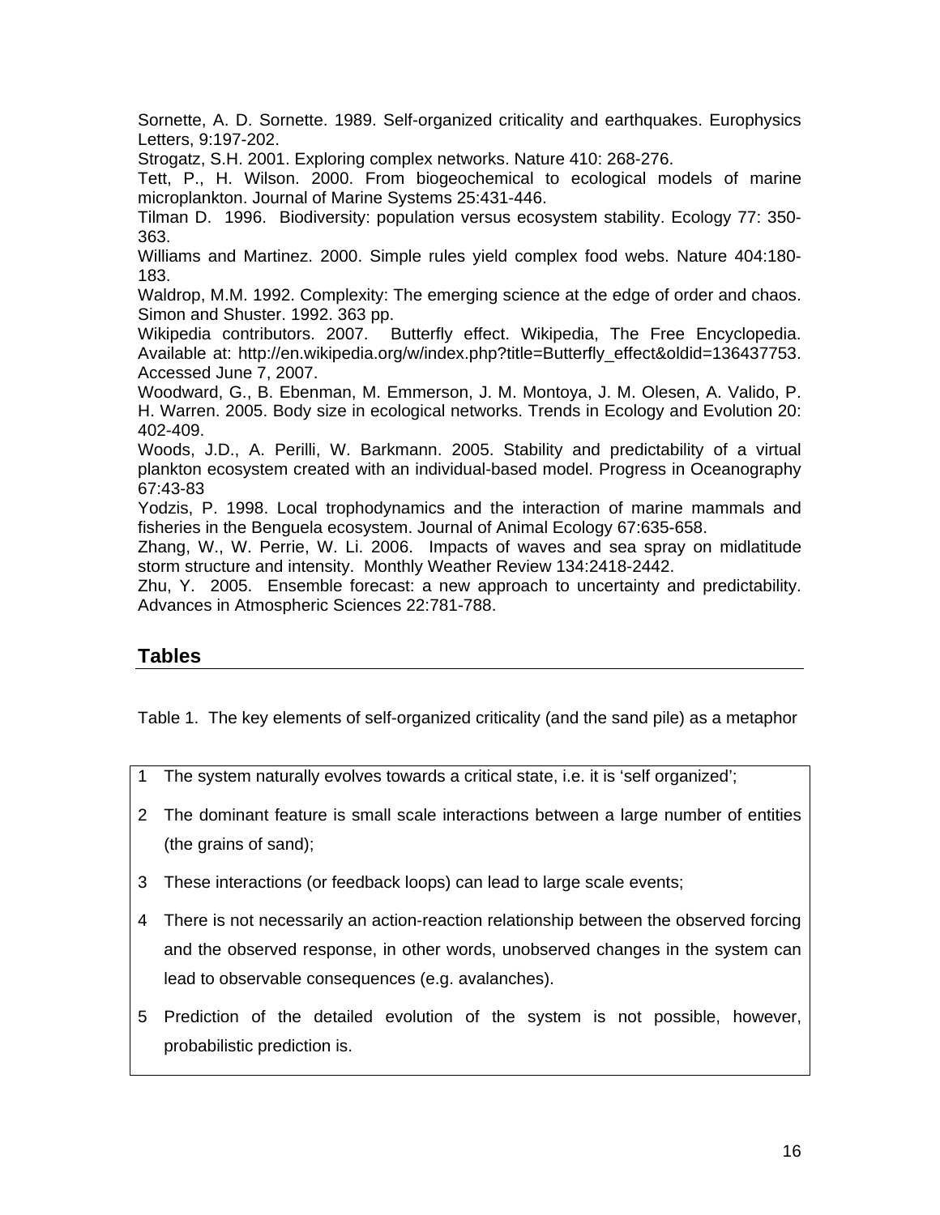Sornette, A. D. Sornette. 1989. Self-organized criticality and earthquakes. Europhysics Letters, 9:197-202.

Strogatz, S.H. 2001. Exploring complex networks. Nature 410: 268-276.

Tett, P., H. Wilson. 2000. From biogeochemical to ecological models of marine microplankton. Journal of Marine Systems 25:431-446.

Tilman D. 1996. Biodiversity: population versus ecosystem stability. Ecology 77: 350-363.

Williams and Martinez. 2000. Simple rules yield complex food webs. Nature 404:180-183.

Waldrop, M.M. 1992. Complexity: The emerging science at the edge of order and chaos. Simon and Shuster. 1992. 363 pp.

Wikipedia contributors. 2007. Butterfly effect. Wikipedia, The Free Encyclopedia. Available at: http://en.wikipedia.org/w/index.php?title=Butterfly_effect&oldid=136437753. Accessed June 7, 2007.

Woodward, G., B. Ebenman, M. Emmerson, J. M. Montoya, J. M. Olesen, A. Valido, P. H. Warren. 2005. Body size in ecological networks. Trends in Ecology and Evolution 20: 402-409.

Woods, J.D., A. Perilli, W. Barkmann. 2005. Stability and predictability of a virtual plankton ecosystem created with an individual-based model. Progress in Oceanography 67:43-83

Yodzis, P. 1998. Local trophodynamics and the interaction of marine mammals and fisheries in the Benguela ecosystem. Journal of Animal Ecology 67:635-658.

Zhang, W., W. Perrie, W. Li. 2006. Impacts of waves and sea spray on midlatitude storm structure and intensity. Monthly Weather Review 134:2418-2442.

Zhu, Y. 2005. Ensemble forecast: a new approach to uncertainty and predictability. Advances in Atmospheric Sciences 22:781-788.

## Tables

Table 1. The key elements of self-organized criticality (and the sand pile) as a metaphor

| | |
|---|---|
| 1 | The system naturally evolves towards a critical state, i.e. it is 'self organized'; |
| 2 | The dominant feature is small scale interactions between a large number of entities (the grains of sand); |
| 3 | These interactions (or feedback loops) can lead to large scale events; |
| 4 | There is not necessarily an action-reaction relationship between the observed forcing and the observed response, in other words, unobserved changes in the system can lead to observable consequences (e.g. avalanches). |
| 5 | Prediction of the detailed evolution of the system is not possible, however, probabilistic prediction is. |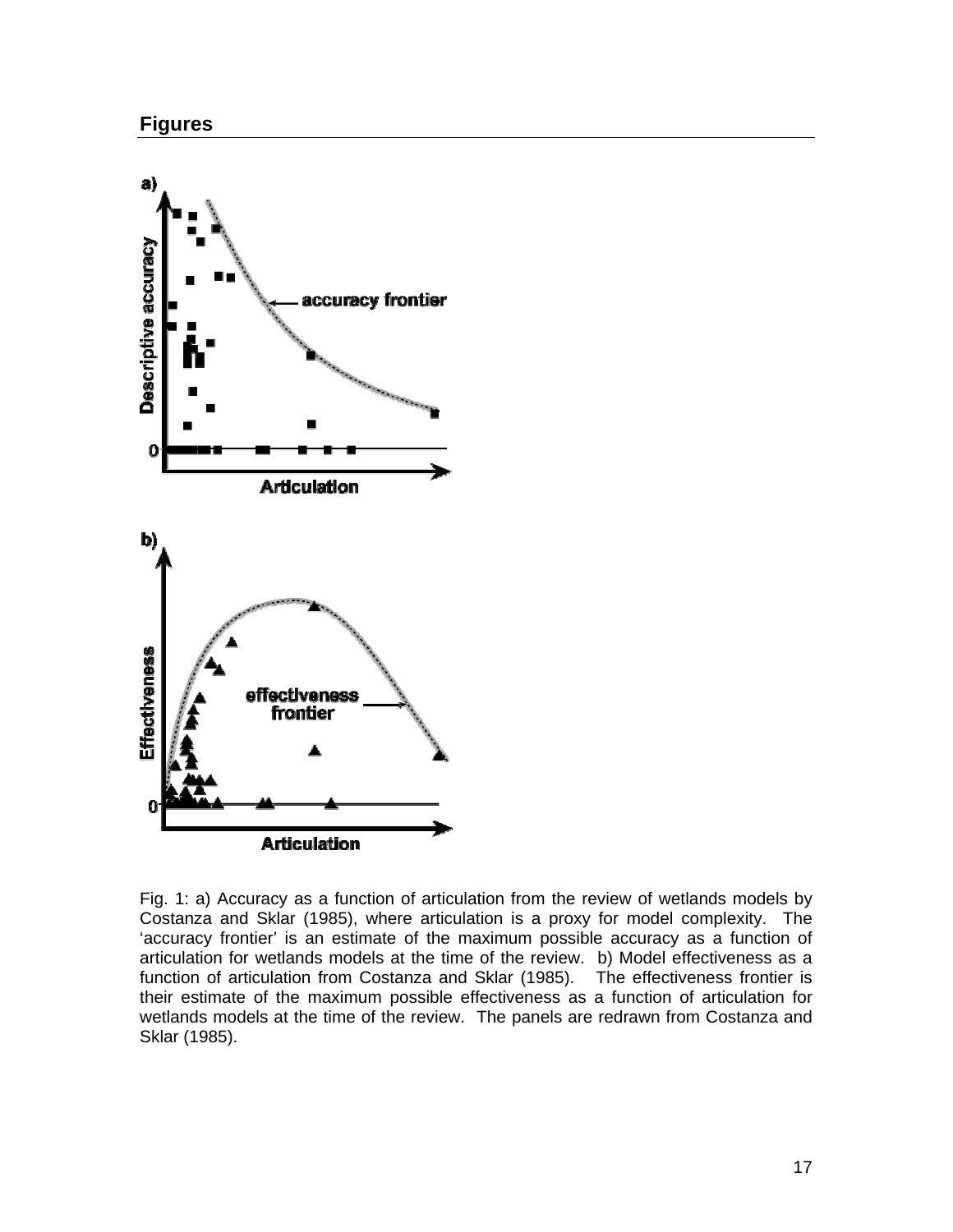## Figures

Fig. 1: a) Accuracy as a function of articulation from the review of wetlands models by Costanza and Sklar (1985), where articulation is a proxy for model complexity. The 'accuracy frontier' is an estimate of the maximum possible accuracy as a function of articulation for wetlands models at the time of the review. b) Model effectiveness as a function of articulation from Costanza and Sklar (1985). The effectiveness frontier is their estimate of the maximum possible effectiveness as a function of articulation for wetlands models at the time of the review. The panels are redrawn from Costanza and Sklar (1985).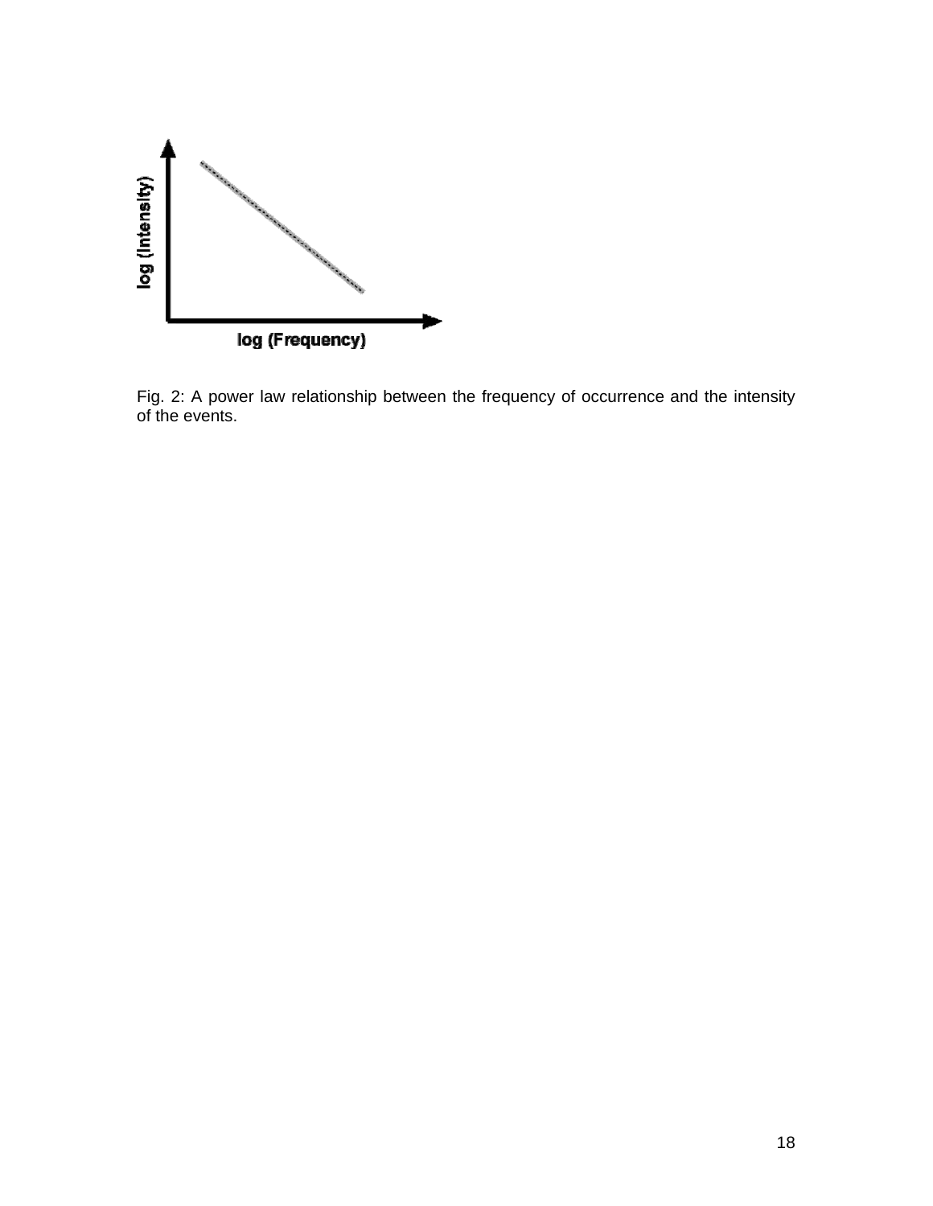log (Intensity)

log (Frequency)

Fig. 2: A power law relationship between the frequency of occurrence and the intensity of the events.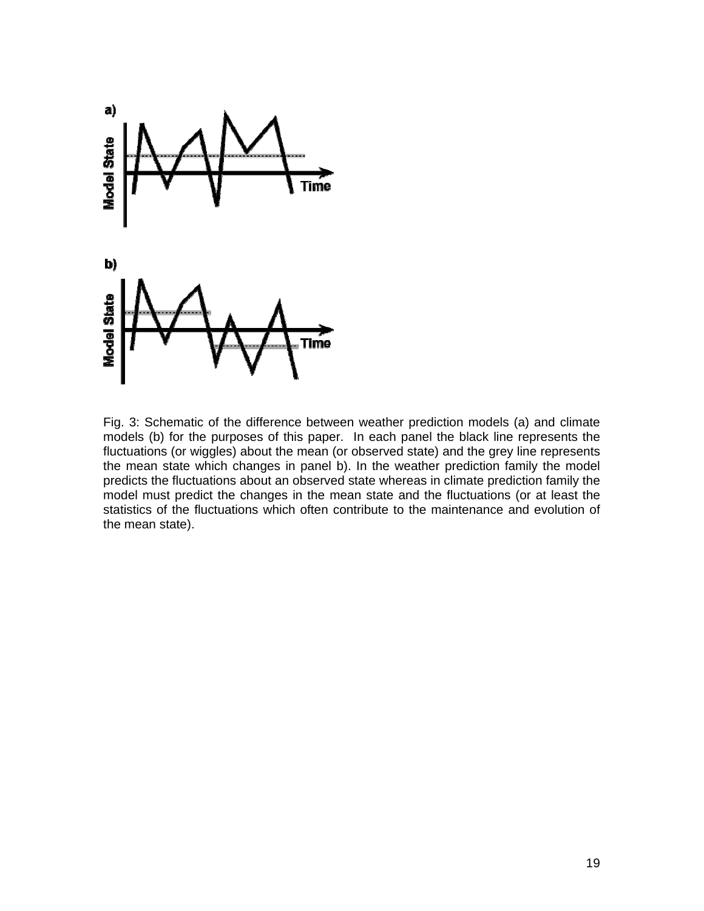a)

Model State

Time

b)

Model State

Time

Fig. 3: Schematic of the difference between weather prediction models (a) and climate models (b) for the purposes of this paper. In each panel the black line represents the fluctuations (or wiggles) about the mean (or observed state) and the grey line represents the mean state which changes in panel b). In the weather prediction family the model predicts the fluctuations about an observed state whereas in climate prediction family the model must predict the changes in the mean state and the fluctuations (or at least the statistics of the fluctuations which often contribute to the maintenance and evolution of the mean state).